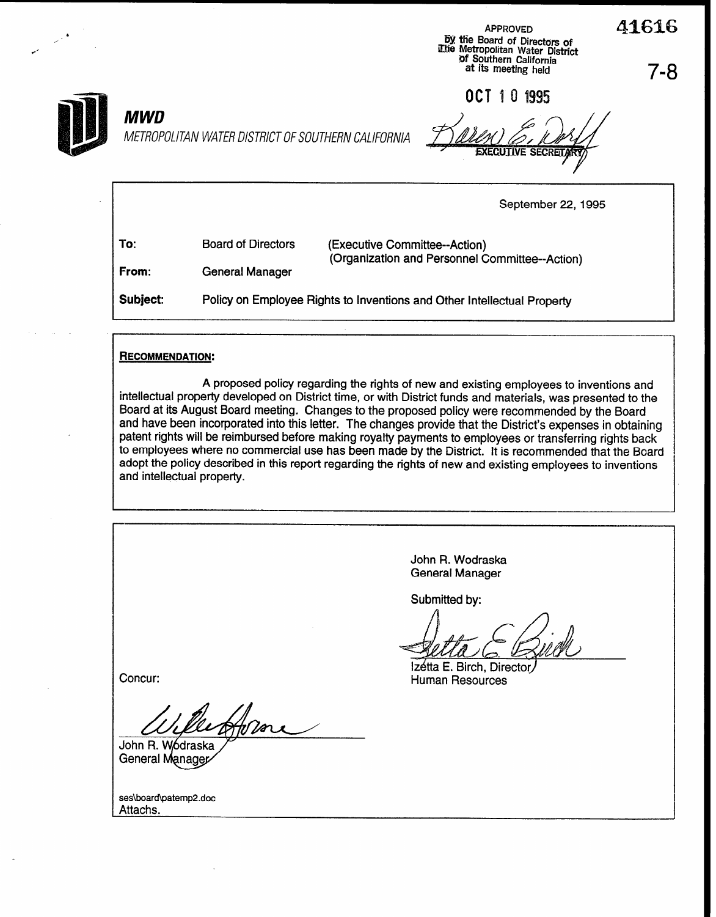APPROVED
By the Board of Directors of
The Metropolitan Water District
of Southern California
at its meeting held

OCT 10 1995

EXECUTIVE SECRETARY

41616

7-8

**MWD**

*METROPOLITAN WATER DISTRICT OF SOUTHERN CALIFORNIA*

September 22, 1995

**To:** Board of Directors (Executive Committee--Action) (Organization and Personnel Committee--Action)

**From:** General Manager

**Subject:** Policy on Employee Rights to Inventions and Other Intellectual Property

**RECOMMENDATION:**

A proposed policy regarding the rights of new and existing employees to inventions and intellectual property developed on District time, or with District funds and materials, was presented to the Board at its August Board meeting. Changes to the proposed policy were recommended by the Board and have been incorporated into this letter. The changes provide that the District's expenses in obtaining patent rights will be reimbursed before making royalty payments to employees or transferring rights back to employees where no commercial use has been made by the District. It is recommended that the Board adopt the policy described in this report regarding the rights of new and existing employees to inventions and intellectual property.

John R. Wodraska
General Manager

Submitted by:

Izetta E. Birch, Director
Human Resources

Concur:

John R. Wodraska
General Manager

ses\board\patemp2.doc
Attachs.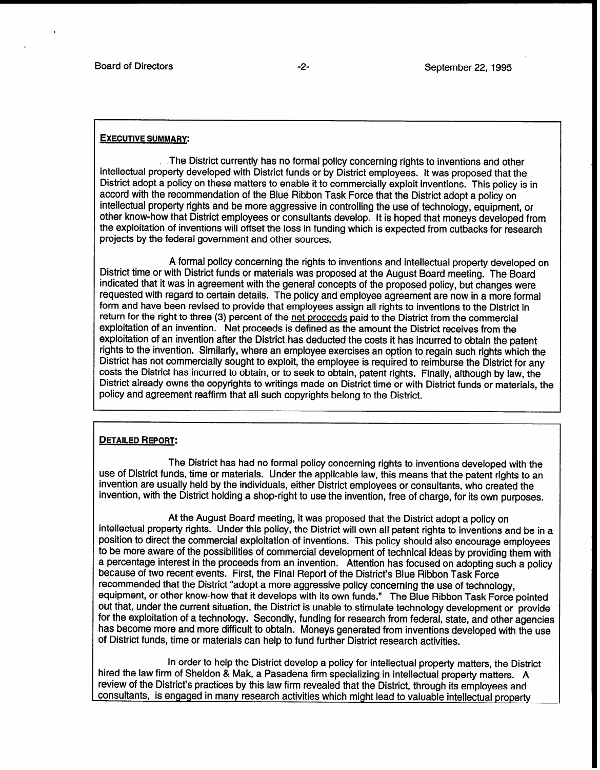## EXECUTIVE SUMMARY:

The District currently has no formal policy concerning rights to inventions and other intellectual property developed with District funds or by District employees. It was proposed that the District adopt a policy on these matters to enable it to commercially exploit inventions. This policy is in accord with the recommendation of the Blue Ribbon Task Force that the District adopt a policy on intellectual property rights and be more aggressive in controlling the use of technology, equipment, or other know-how that District employees or consultants develop. It is hoped that moneys developed from the exploitation of inventions will offset the loss in funding which is expected from cutbacks for research projects by the federal government and other sources.

A formal policy concerning the rights to inventions and intellectual property developed on District time or with District funds or materials was proposed at the August Board meeting. The Board indicated that it was in agreement with the general concepts of the proposed policy, but changes were requested with regard to certain details. The policy and employee agreement are now in a more formal form and have been revised to provide that employees assign all rights to inventions to the District in return for the right to three (3) percent of the net proceeds paid to the District from the commercial exploitation of an invention. Net proceeds is defined as the amount the District receives from the exploitation of an invention after the District has deducted the costs it has incurred to obtain the patent rights to the invention. Similarly, where an employee exercises an option to regain such rights which the District has not commercially sought to exploit, the employee is required to reimburse the District for any costs the District has incurred to obtain, or to seek to obtain, patent rights. Finally, although by law, the District already owns the copyrights to writings made on District time or with District funds or materials, the policy and agreement reaffirm that all such copyrights belong to the District.

## DETAILED REPORT:

The District has had no formal policy concerning rights to inventions developed with the use of District funds, time or materials. Under the applicable law, this means that the patent rights to an invention are usually held by the individuals, either District employees or consultants, who created the invention, with the District holding a shop-right to use the invention, free of charge, for its own purposes.

At the August Board meeting, it was proposed that the District adopt a policy on intellectual property rights. Under this policy, the District will own all patent rights to inventions and be in a position to direct the commercial exploitation of inventions. This policy should also encourage employees to be more aware of the possibilities of commercial development of technical ideas by providing them with a percentage interest in the proceeds from an invention. Attention has focused on adopting such a policy because of two recent events. First, the Final Report of the District's Blue Ribbon Task Force recommended that the District "adopt a more aggressive policy concerning the use of technology, equipment, or other know-how that it develops with its own funds." The Blue Ribbon Task Force pointed out that, under the current situation, the District is unable to stimulate technology development or provide for the exploitation of a technology. Secondly, funding for research from federal, state, and other agencies has become more and more difficult to obtain. Moneys generated from inventions developed with the use of District funds, time or materials can help to fund further District research activities.

In order to help the District develop a policy for intellectual property matters, the District hired the law firm of Sheldon & Mak, a Pasadena firm specializing in intellectual property matters. A review of the District's practices by this law firm revealed that the District, through its employees and consultants, is engaged in many research activities which might lead to valuable intellectual property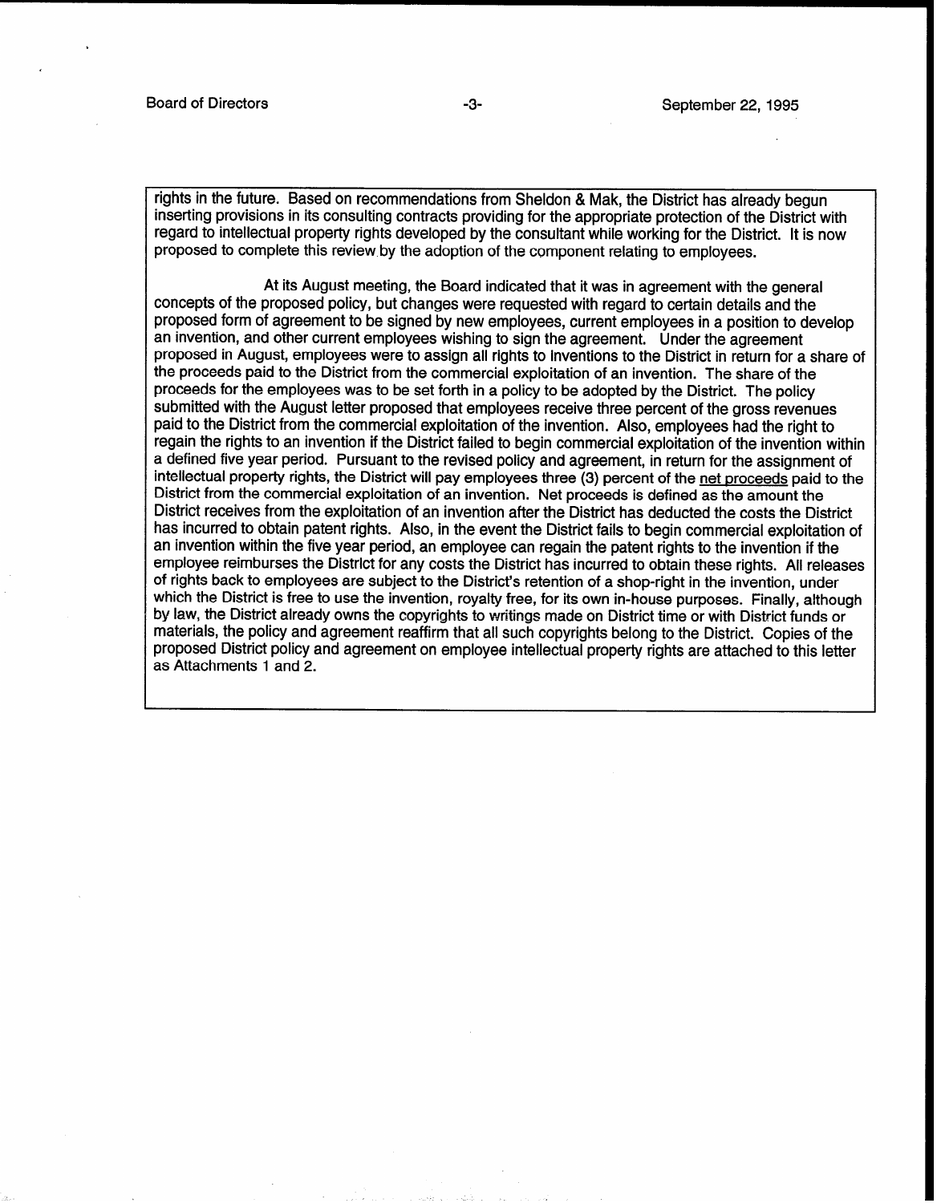rights in the future. Based on recommendations from Sheldon & Mak, the District has already begun inserting provisions in its consulting contracts providing for the appropriate protection of the District with regard to intellectual property rights developed by the consultant while working for the District. It is now proposed to complete this review by the adoption of the component relating to employees.

At its August meeting, the Board indicated that it was in agreement with the general concepts of the proposed policy, but changes were requested with regard to certain details and the proposed form of agreement to be signed by new employees, current employees in a position to develop an invention, and other current employees wishing to sign the agreement. Under the agreement proposed in August, employees were to assign all rights to inventions to the District in return for a share of the proceeds paid to the District from the commercial exploitation of an invention. The share of the proceeds for the employees was to be set forth in a policy to be adopted by the District. The policy submitted with the August letter proposed that employees receive three percent of the gross revenues paid to the District from the commercial exploitation of the invention. Also, employees had the right to regain the rights to an invention if the District failed to begin commercial exploitation of the invention within a defined five year period. Pursuant to the revised policy and agreement, in return for the assignment of intellectual property rights, the District will pay employees three (3) percent of the net proceeds paid to the District from the commercial exploitation of an invention. Net proceeds is defined as the amount the District receives from the exploitation of an invention after the District has deducted the costs the District has incurred to obtain patent rights. Also, in the event the District fails to begin commercial exploitation of an invention within the five year period, an employee can regain the patent rights to the invention if the employee reimburses the District for any costs the District has incurred to obtain these rights. All releases of rights back to employees are subject to the District's retention of a shop-right in the invention, under which the District is free to use the invention, royalty free, for its own in-house purposes. Finally, although by law, the District already owns the copyrights to writings made on District time or with District funds or materials, the policy and agreement reaffirm that all such copyrights belong to the District. Copies of the proposed District policy and agreement on employee intellectual property rights are attached to this letter as Attachments 1 and 2.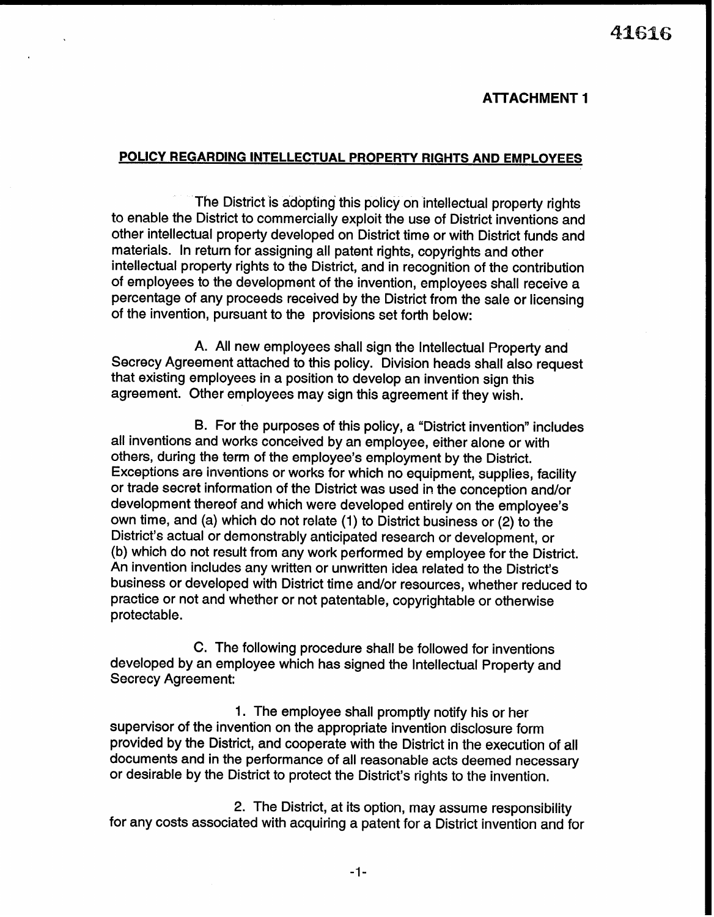41616

**ATTACHMENT 1**

**POLICY REGARDING INTELLECTUAL PROPERTY RIGHTS AND EMPLOYEES**

The District is adopting this policy on intellectual property rights to enable the District to commercially exploit the use of District inventions and other intellectual property developed on District time or with District funds and materials. In return for assigning all patent rights, copyrights and other intellectual property rights to the District, and in recognition of the contribution of employees to the development of the invention, employees shall receive a percentage of any proceeds received by the District from the sale or licensing of the invention, pursuant to the provisions set forth below:

A. All new employees shall sign the Intellectual Property and Secrecy Agreement attached to this policy. Division heads shall also request that existing employees in a position to develop an invention sign this agreement. Other employees may sign this agreement if they wish.

B. For the purposes of this policy, a "District invention" includes all inventions and works conceived by an employee, either alone or with others, during the term of the employee's employment by the District. Exceptions are inventions or works for which no equipment, supplies, facility or trade secret information of the District was used in the conception and/or development thereof and which were developed entirely on the employee's own time, and (a) which do not relate (1) to District business or (2) to the District's actual or demonstrably anticipated research or development, or (b) which do not result from any work performed by employee for the District. An invention includes any written or unwritten idea related to the District's business or developed with District time and/or resources, whether reduced to practice or not and whether or not patentable, copyrightable or otherwise protectable.

C. The following procedure shall be followed for inventions developed by an employee which has signed the Intellectual Property and Secrecy Agreement:

1. The employee shall promptly notify his or her supervisor of the invention on the appropriate invention disclosure form provided by the District, and cooperate with the District in the execution of all documents and in the performance of all reasonable acts deemed necessary or desirable by the District to protect the District's rights to the invention.

2. The District, at its option, may assume responsibility for any costs associated with acquiring a patent for a District invention and for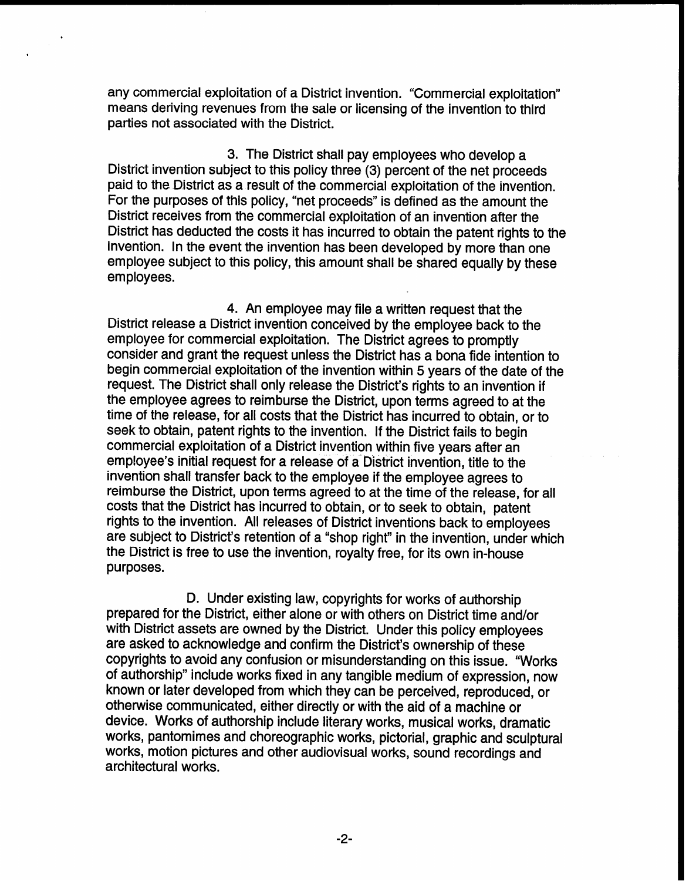any commercial exploitation of a District invention. "Commercial exploitation" means deriving revenues from the sale or licensing of the invention to third parties not associated with the District.

3. The District shall pay employees who develop a District invention subject to this policy three (3) percent of the net proceeds paid to the District as a result of the commercial exploitation of the invention. For the purposes of this policy, "net proceeds" is defined as the amount the District receives from the commercial exploitation of an invention after the District has deducted the costs it has incurred to obtain the patent rights to the invention. In the event the invention has been developed by more than one employee subject to this policy, this amount shall be shared equally by these employees.

4. An employee may file a written request that the District release a District invention conceived by the employee back to the employee for commercial exploitation. The District agrees to promptly consider and grant the request unless the District has a bona fide intention to begin commercial exploitation of the invention within 5 years of the date of the request. The District shall only release the District's rights to an invention if the employee agrees to reimburse the District, upon terms agreed to at the time of the release, for all costs that the District has incurred to obtain, or to seek to obtain, patent rights to the invention. If the District fails to begin commercial exploitation of a District invention within five years after an employee's initial request for a release of a District invention, title to the invention shall transfer back to the employee if the employee agrees to reimburse the District, upon terms agreed to at the time of the release, for all costs that the District has incurred to obtain, or to seek to obtain, patent rights to the invention. All releases of District inventions back to employees are subject to District's retention of a "shop right" in the invention, under which the District is free to use the invention, royalty free, for its own in-house purposes.

D. Under existing law, copyrights for works of authorship prepared for the District, either alone or with others on District time and/or with District assets are owned by the District. Under this policy employees are asked to acknowledge and confirm the District's ownership of these copyrights to avoid any confusion or misunderstanding on this issue. "Works of authorship" include works fixed in any tangible medium of expression, now known or later developed from which they can be perceived, reproduced, or otherwise communicated, either directly or with the aid of a machine or device. Works of authorship include literary works, musical works, dramatic works, pantomimes and choreographic works, pictorial, graphic and sculptural works, motion pictures and other audiovisual works, sound recordings and architectural works.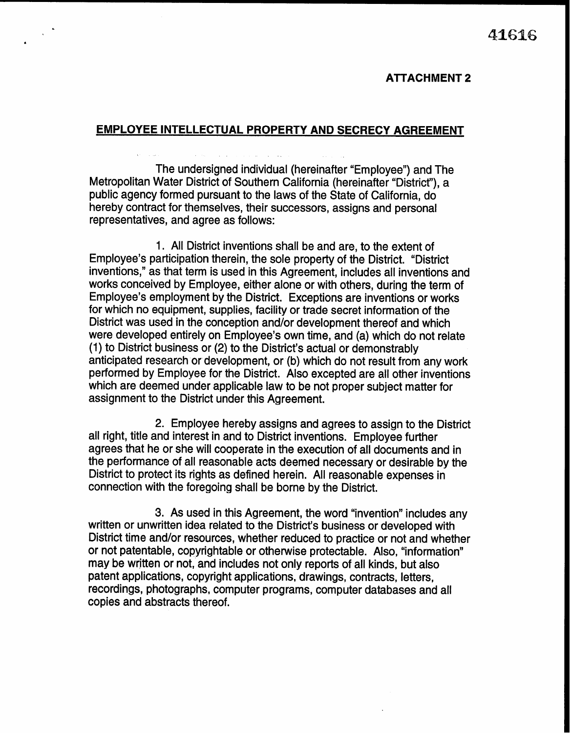41616

**ATTACHMENT 2**

## EMPLOYEE INTELLECTUAL PROPERTY AND SECRECY AGREEMENT

The undersigned individual (hereinafter "Employee") and The Metropolitan Water District of Southern California (hereinafter "District"), a public agency formed pursuant to the laws of the State of California, do hereby contract for themselves, their successors, assigns and personal representatives, and agree as follows:

1. All District inventions shall be and are, to the extent of Employee's participation therein, the sole property of the District. "District inventions," as that term is used in this Agreement, includes all inventions and works conceived by Employee, either alone or with others, during the term of Employee's employment by the District. Exceptions are inventions or works for which no equipment, supplies, facility or trade secret information of the District was used in the conception and/or development thereof and which were developed entirely on Employee's own time, and (a) which do not relate (1) to District business or (2) to the District's actual or demonstrably anticipated research or development, or (b) which do not result from any work performed by Employee for the District. Also excepted are all other inventions which are deemed under applicable law to be not proper subject matter for assignment to the District under this Agreement.

2. Employee hereby assigns and agrees to assign to the District all right, title and interest in and to District inventions. Employee further agrees that he or she will cooperate in the execution of all documents and in the performance of all reasonable acts deemed necessary or desirable by the District to protect its rights as defined herein. All reasonable expenses in connection with the foregoing shall be borne by the District.

3. As used in this Agreement, the word "invention" includes any written or unwritten idea related to the District's business or developed with District time and/or resources, whether reduced to practice or not and whether or not patentable, copyrightable or otherwise protectable. Also, "information" may be written or not, and includes not only reports of all kinds, but also patent applications, copyright applications, drawings, contracts, letters, recordings, photographs, computer programs, computer databases and all copies and abstracts thereof.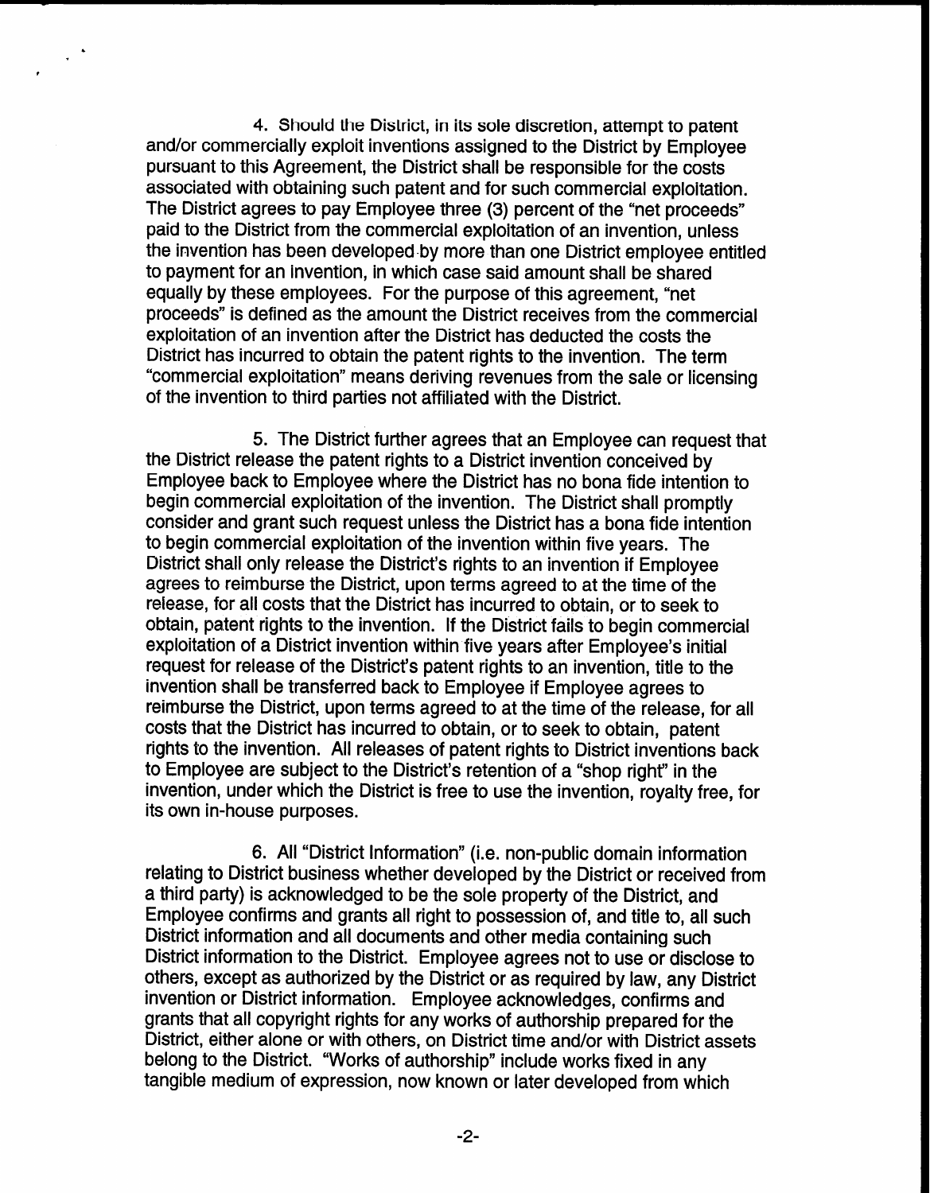4. Should the District, in its sole discretion, attempt to patent and/or commercially exploit inventions assigned to the District by Employee pursuant to this Agreement, the District shall be responsible for the costs associated with obtaining such patent and for such commercial exploitation. The District agrees to pay Employee three (3) percent of the "net proceeds" paid to the District from the commercial exploitation of an invention, unless the invention has been developed by more than one District employee entitled to payment for an invention, in which case said amount shall be shared equally by these employees. For the purpose of this agreement, "net proceeds" is defined as the amount the District receives from the commercial exploitation of an invention after the District has deducted the costs the District has incurred to obtain the patent rights to the invention. The term "commercial exploitation" means deriving revenues from the sale or licensing of the invention to third parties not affiliated with the District.

5. The District further agrees that an Employee can request that the District release the patent rights to a District invention conceived by Employee back to Employee where the District has no bona fide intention to begin commercial exploitation of the invention. The District shall promptly consider and grant such request unless the District has a bona fide intention to begin commercial exploitation of the invention within five years. The District shall only release the District's rights to an invention if Employee agrees to reimburse the District, upon terms agreed to at the time of the release, for all costs that the District has incurred to obtain, or to seek to obtain, patent rights to the invention. If the District fails to begin commercial exploitation of a District invention within five years after Employee's initial request for release of the District's patent rights to an invention, title to the invention shall be transferred back to Employee if Employee agrees to reimburse the District, upon terms agreed to at the time of the release, for all costs that the District has incurred to obtain, or to seek to obtain, patent rights to the invention. All releases of patent rights to District inventions back to Employee are subject to the District's retention of a "shop right" in the invention, under which the District is free to use the invention, royalty free, for its own in-house purposes.

6. All "District Information" (i.e. non-public domain information relating to District business whether developed by the District or received from a third party) is acknowledged to be the sole property of the District, and Employee confirms and grants all right to possession of, and title to, all such District information and all documents and other media containing such District information to the District. Employee agrees not to use or disclose to others, except as authorized by the District or as required by law, any District invention or District information. Employee acknowledges, confirms and grants that all copyright rights for any works of authorship prepared for the District, either alone or with others, on District time and/or with District assets belong to the District. "Works of authorship" include works fixed in any tangible medium of expression, now known or later developed from which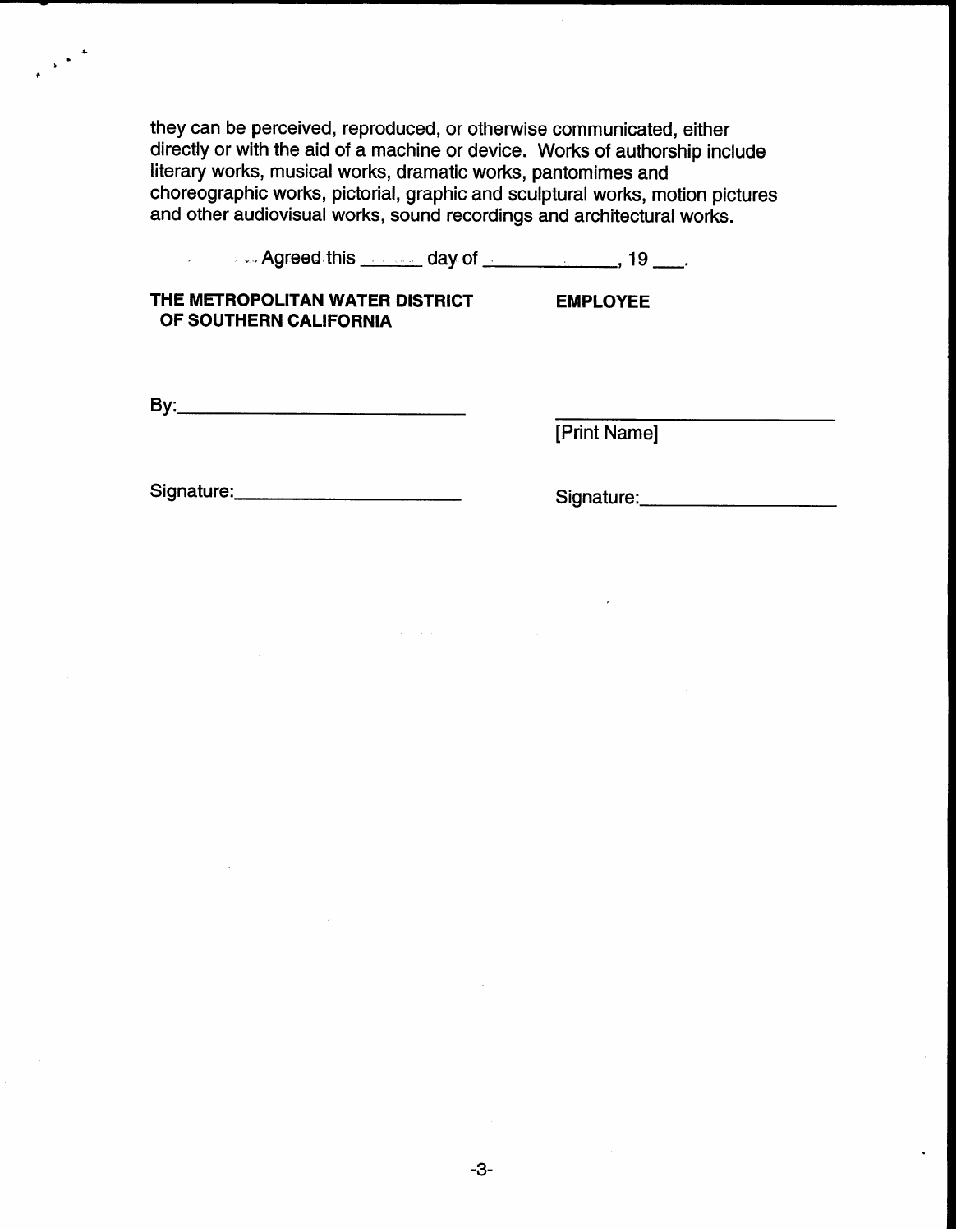they can be perceived, reproduced, or otherwise communicated, either directly or with the aid of a machine or device. Works of authorship include literary works, musical works, dramatic works, pantomimes and choreographic works, pictorial, graphic and sculptural works, motion pictures and other audiovisual works, sound recordings and architectural works.

Agreed this ______ day of _____________, 19 ___.

| | |
|---|---|
| **THE METROPOLITAN WATER DISTRICT OF SOUTHERN CALIFORNIA** | **EMPLOYEE** |
| By:____________________________ | ____________________________ [Print Name] |
| Signature:______________________ | Signature:__________________ |